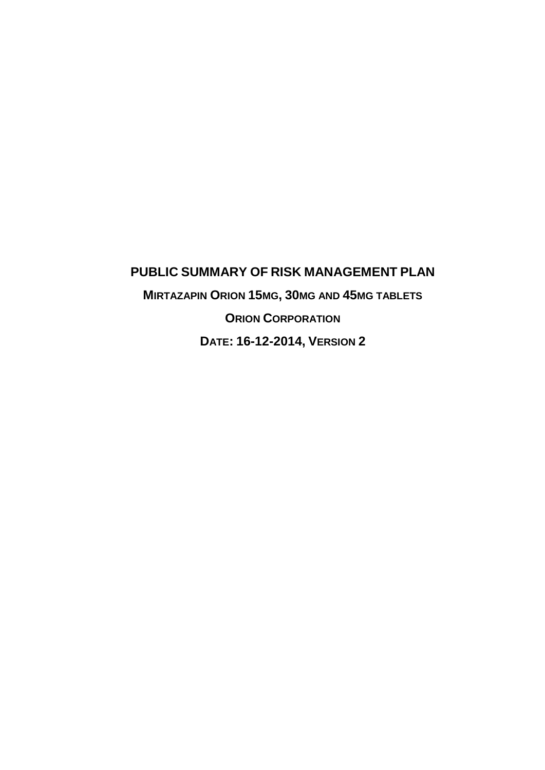# PUBLIC SUMMARY OF RISK MANAGEMENT PLAN

## MIRTAZAPIN ORION 15MG, 30MG AND 45MG TABLETS

## ORION CORPORATION

## DATE: 16-12-2014, VERSION 2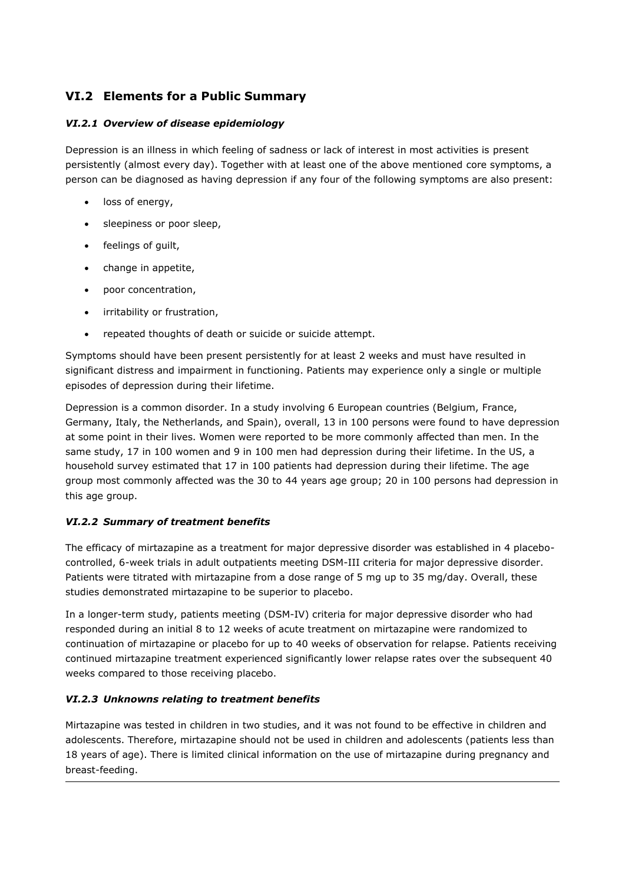## VI.2 Elements for a Public Summary

### *VI.2.1 Overview of disease epidemiology*

Depression is an illness in which feeling of sadness or lack of interest in most activities is present persistently (almost every day). Together with at least one of the above mentioned core symptoms, a person can be diagnosed as having depression if any four of the following symptoms are also present:

- loss of energy,
- sleepiness or poor sleep,
- feelings of guilt,
- change in appetite,
- poor concentration,
- irritability or frustration,
- repeated thoughts of death or suicide or suicide attempt.

Symptoms should have been present persistently for at least 2 weeks and must have resulted in significant distress and impairment in functioning. Patients may experience only a single or multiple episodes of depression during their lifetime.

Depression is a common disorder. In a study involving 6 European countries (Belgium, France, Germany, Italy, the Netherlands, and Spain), overall, 13 in 100 persons were found to have depression at some point in their lives. Women were reported to be more commonly affected than men. In the same study, 17 in 100 women and 9 in 100 men had depression during their lifetime. In the US, a household survey estimated that 17 in 100 patients had depression during their lifetime. The age group most commonly affected was the 30 to 44 years age group; 20 in 100 persons had depression in this age group.

### *VI.2.2 Summary of treatment benefits*

The efficacy of mirtazapine as a treatment for major depressive disorder was established in 4 placebo-controlled, 6-week trials in adult outpatients meeting DSM-III criteria for major depressive disorder. Patients were titrated with mirtazapine from a dose range of 5 mg up to 35 mg/day. Overall, these studies demonstrated mirtazapine to be superior to placebo.

In a longer-term study, patients meeting (DSM-IV) criteria for major depressive disorder who had responded during an initial 8 to 12 weeks of acute treatment on mirtazapine were randomized to continuation of mirtazapine or placebo for up to 40 weeks of observation for relapse. Patients receiving continued mirtazapine treatment experienced significantly lower relapse rates over the subsequent 40 weeks compared to those receiving placebo.

### *VI.2.3 Unknowns relating to treatment benefits*

Mirtazapine was tested in children in two studies, and it was not found to be effective in children and adolescents. Therefore, mirtazapine should not be used in children and adolescents (patients less than 18 years of age). There is limited clinical information on the use of mirtazapine during pregnancy and breast-feeding.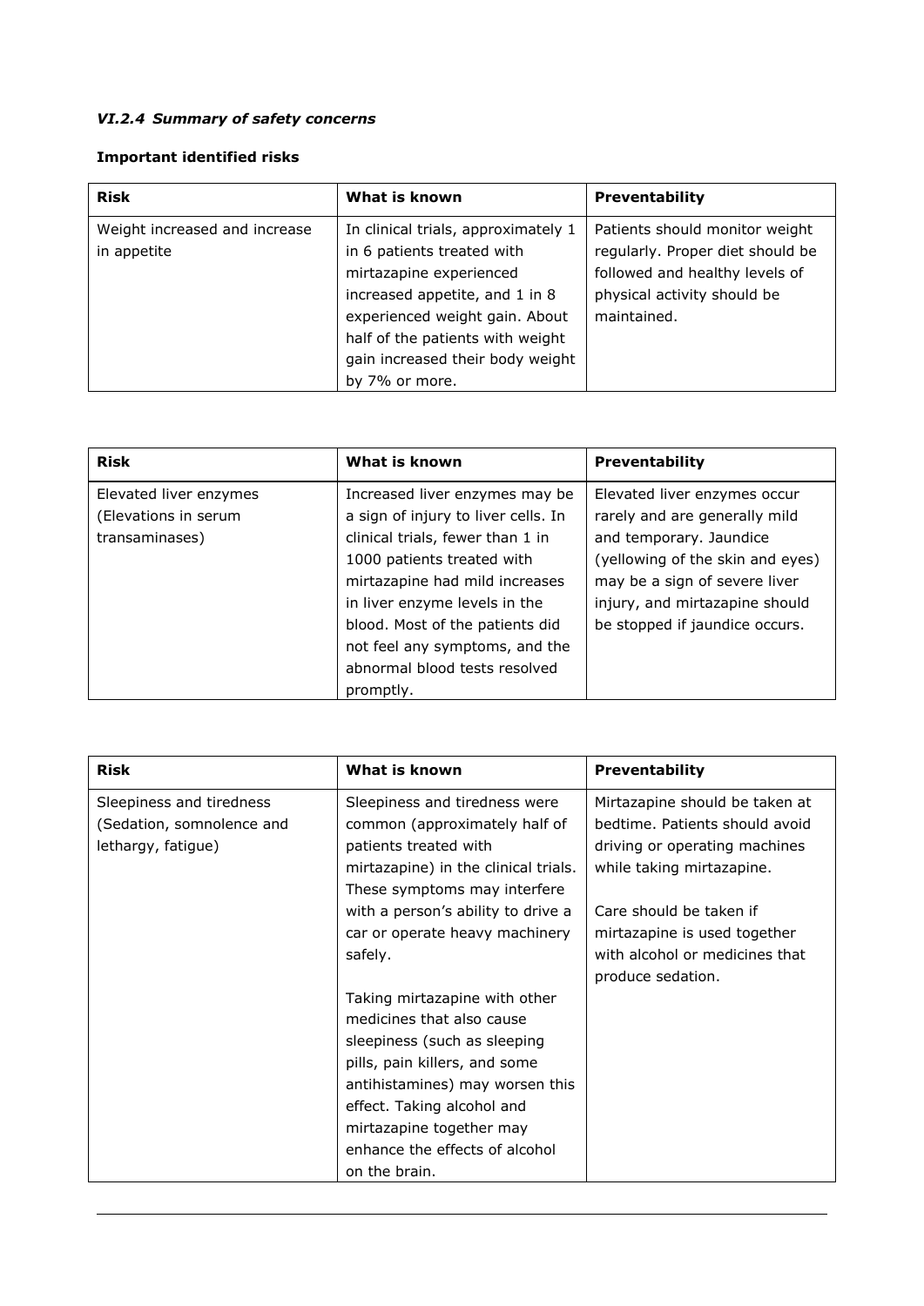### *VI.2.4 Summary of safety concerns*

**Important identified risks**

| Risk | What is known | Preventability |
|---|---|---|
| Weight increased and increase in appetite | In clinical trials, approximately 1 in 6 patients treated with mirtazapine experienced increased appetite, and 1 in 8 experienced weight gain. About half of the patients with weight gain increased their body weight by 7% or more. | Patients should monitor weight regularly. Proper diet should be followed and healthy levels of physical activity should be maintained. |

| Risk | What is known | Preventability |
|---|---|---|
| Elevated liver enzymes (Elevations in serum transaminases) | Increased liver enzymes may be a sign of injury to liver cells. In clinical trials, fewer than 1 in 1000 patients treated with mirtazapine had mild increases in liver enzyme levels in the blood. Most of the patients did not feel any symptoms, and the abnormal blood tests resolved promptly. | Elevated liver enzymes occur rarely and are generally mild and temporary. Jaundice (yellowing of the skin and eyes) may be a sign of severe liver injury, and mirtazapine should be stopped if jaundice occurs. |

| Risk | What is known | Preventability |
|---|---|---|
| Sleepiness and tiredness (Sedation, somnolence and lethargy, fatigue) | Sleepiness and tiredness were common (approximately half of patients treated with mirtazapine) in the clinical trials. These symptoms may interfere with a person's ability to drive a car or operate heavy machinery safely.<br><br>Taking mirtazapine with other medicines that also cause sleepiness (such as sleeping pills, pain killers, and some antihistamines) may worsen this effect. Taking alcohol and mirtazapine together may enhance the effects of alcohol on the brain. | Mirtazapine should be taken at bedtime. Patients should avoid driving or operating machines while taking mirtazapine.<br><br>Care should be taken if mirtazapine is used together with alcohol or medicines that produce sedation. |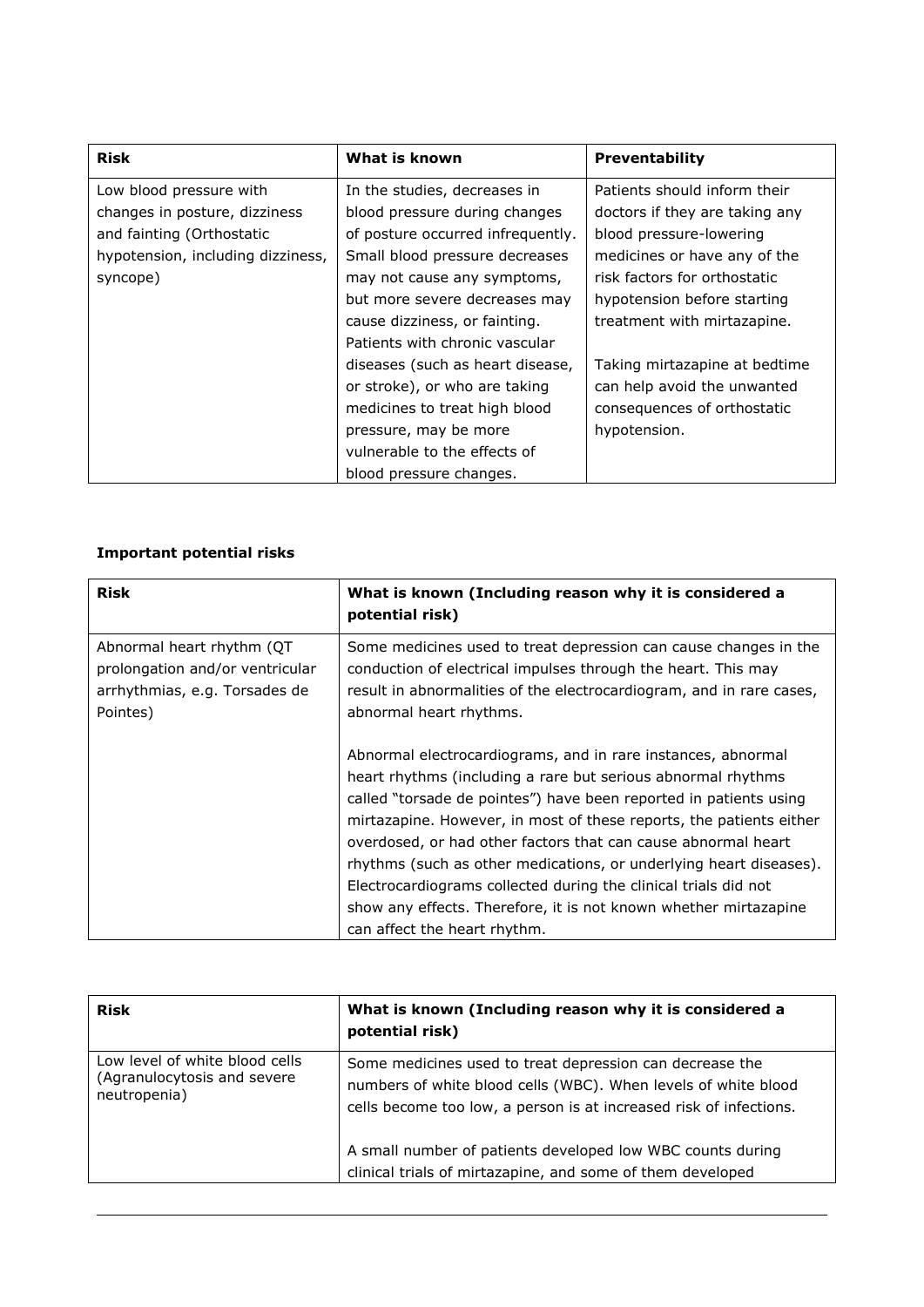| Risk | What is known | Preventability |
| --- | --- | --- |
| Low blood pressure with changes in posture, dizziness and fainting (Orthostatic hypotension, including dizziness, syncope) | In the studies, decreases in blood pressure during changes of posture occurred infrequently. Small blood pressure decreases may not cause any symptoms, but more severe decreases may cause dizziness, or fainting. Patients with chronic vascular diseases (such as heart disease, or stroke), or who are taking medicines to treat high blood pressure, may be more vulnerable to the effects of blood pressure changes. | Patients should inform their doctors if they are taking any blood pressure-lowering medicines or have any of the risk factors for orthostatic hypotension before starting treatment with mirtazapine.<br><br>Taking mirtazapine at bedtime can help avoid the unwanted consequences of orthostatic hypotension. |

**Important potential risks**

| Risk | What is known (Including reason why it is considered a potential risk) |
| --- | --- |
| Abnormal heart rhythm (QT prolongation and/or ventricular arrhythmias, e.g. Torsades de Pointes) | Some medicines used to treat depression can cause changes in the conduction of electrical impulses through the heart. This may result in abnormalities of the electrocardiogram, and in rare cases, abnormal heart rhythms.<br><br>Abnormal electrocardiograms, and in rare instances, abnormal heart rhythms (including a rare but serious abnormal rhythms called "torsade de pointes") have been reported in patients using mirtazapine. However, in most of these reports, the patients either overdosed, or had other factors that can cause abnormal heart rhythms (such as other medications, or underlying heart diseases). Electrocardiograms collected during the clinical trials did not show any effects. Therefore, it is not known whether mirtazapine can affect the heart rhythm. |

| Risk | What is known (Including reason why it is considered a potential risk) |
| --- | --- |
| Low level of white blood cells (Agranulocytosis and severe neutropenia) | Some medicines used to treat depression can decrease the numbers of white blood cells (WBC). When levels of white blood cells become too low, a person is at increased risk of infections.<br><br>A small number of patients developed low WBC counts during clinical trials of mirtazapine, and some of them developed |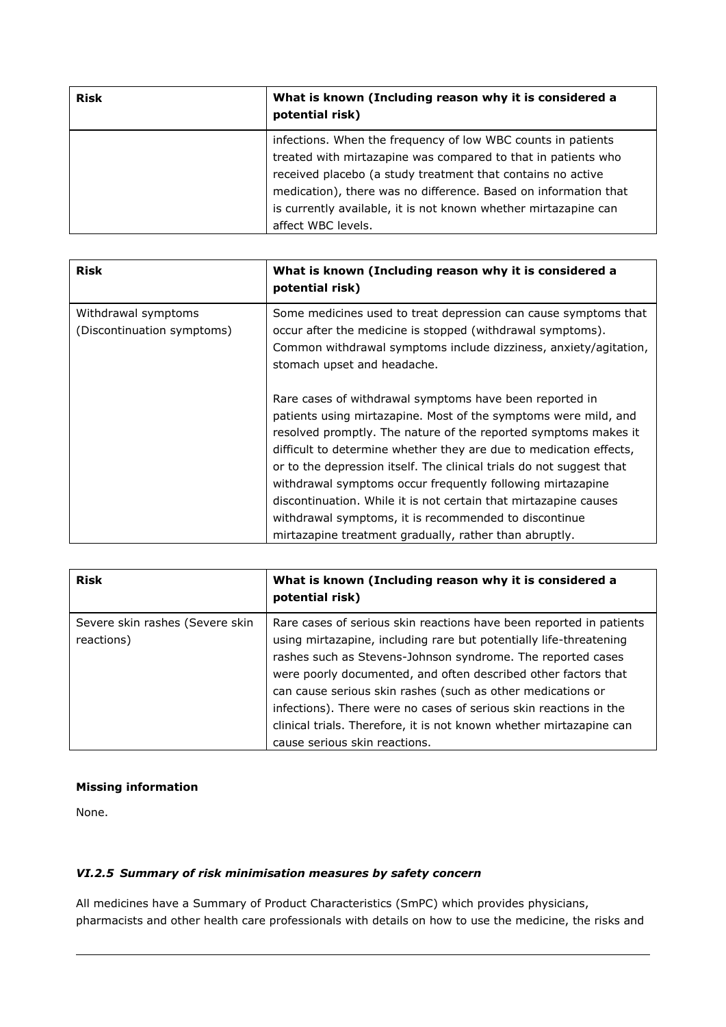| Risk | What is known (Including reason why it is considered a potential risk) |
|---|---|
| | infections. When the frequency of low WBC counts in patients treated with mirtazapine was compared to that in patients who received placebo (a study treatment that contains no active medication), there was no difference. Based on information that is currently available, it is not known whether mirtazapine can affect WBC levels. |

| Risk | What is known (Including reason why it is considered a potential risk) |
|---|---|
| Withdrawal symptoms (Discontinuation symptoms) | Some medicines used to treat depression can cause symptoms that occur after the medicine is stopped (withdrawal symptoms). Common withdrawal symptoms include dizziness, anxiety/agitation, stomach upset and headache.<br><br>Rare cases of withdrawal symptoms have been reported in patients using mirtazapine. Most of the symptoms were mild, and resolved promptly. The nature of the reported symptoms makes it difficult to determine whether they are due to medication effects, or to the depression itself. The clinical trials do not suggest that withdrawal symptoms occur frequently following mirtazapine discontinuation. While it is not certain that mirtazapine causes withdrawal symptoms, it is recommended to discontinue mirtazapine treatment gradually, rather than abruptly. |

| Risk | What is known (Including reason why it is considered a potential risk) |
|---|---|
| Severe skin rashes (Severe skin reactions) | Rare cases of serious skin reactions have been reported in patients using mirtazapine, including rare but potentially life-threatening rashes such as Stevens-Johnson syndrome. The reported cases were poorly documented, and often described other factors that can cause serious skin rashes (such as other medications or infections). There were no cases of serious skin reactions in the clinical trials. Therefore, it is not known whether mirtazapine can cause serious skin reactions. |

**Missing information**

None.

### *VI.2.5 Summary of risk minimisation measures by safety concern*

All medicines have a Summary of Product Characteristics (SmPC) which provides physicians, pharmacists and other health care professionals with details on how to use the medicine, the risks and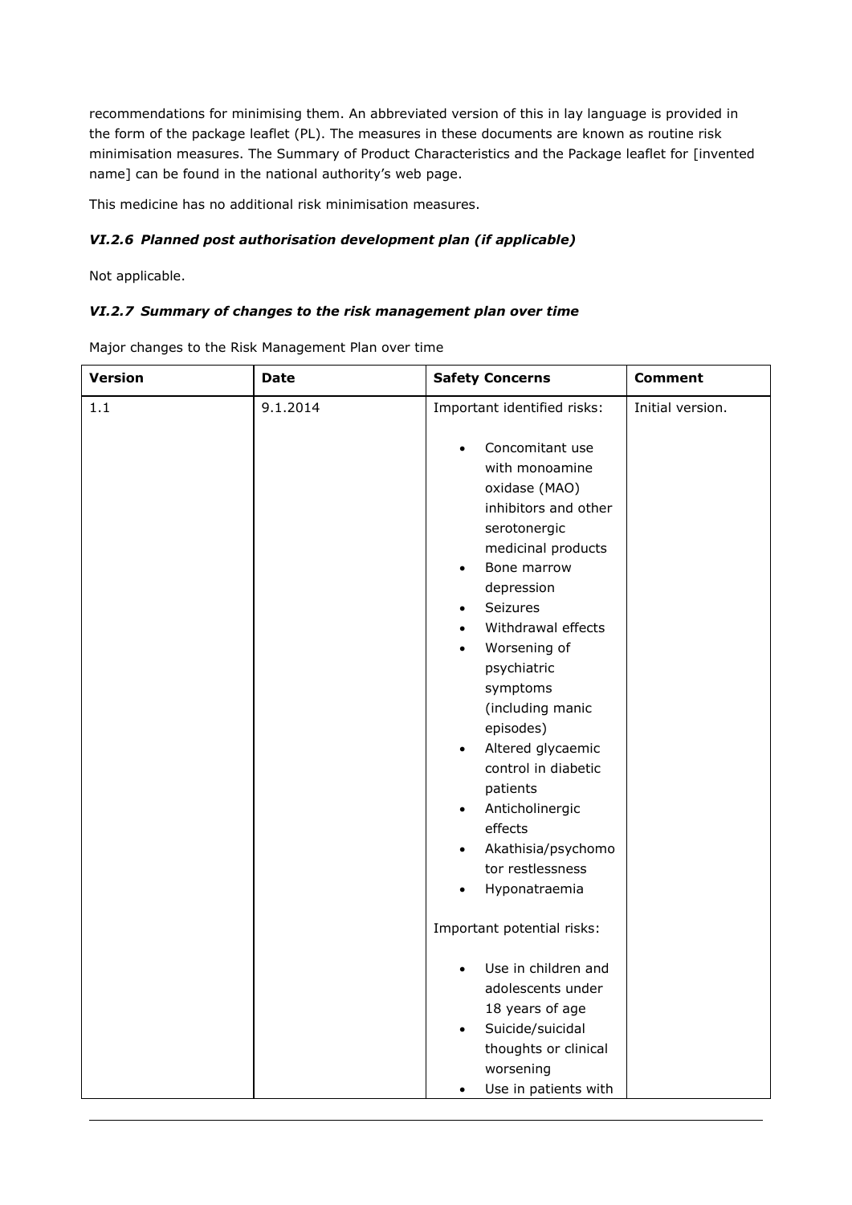recommendations for minimising them. An abbreviated version of this in lay language is provided in the form of the package leaflet (PL). The measures in these documents are known as routine risk minimisation measures. The Summary of Product Characteristics and the Package leaflet for [invented name] can be found in the national authority's web page.

This medicine has no additional risk minimisation measures.

### *VI.2.6 Planned post authorisation development plan (if applicable)*

Not applicable.

### *VI.2.7 Summary of changes to the risk management plan over time*

Major changes to the Risk Management Plan over time

| **Version** | **Date** | **Safety Concerns** | **Comment** |
|---|---|---|---|
| 1.1 | 9.1.2014 | Important identified risks:<br><br>• Concomitant use with monoamine oxidase (MAO) inhibitors and other serotonergic medicinal products<br>• Bone marrow depression<br>• Seizures<br>• Withdrawal effects<br>• Worsening of psychiatric symptoms (including manic episodes)<br>• Altered glycaemic control in diabetic patients<br>• Anticholinergic effects<br>• Akathisia/psychomotor restlessness<br>• Hyponatraemia<br><br>Important potential risks:<br><br>• Use in children and adolescents under 18 years of age<br>• Suicide/suicidal thoughts or clinical worsening<br>• Use in patients with | Initial version. |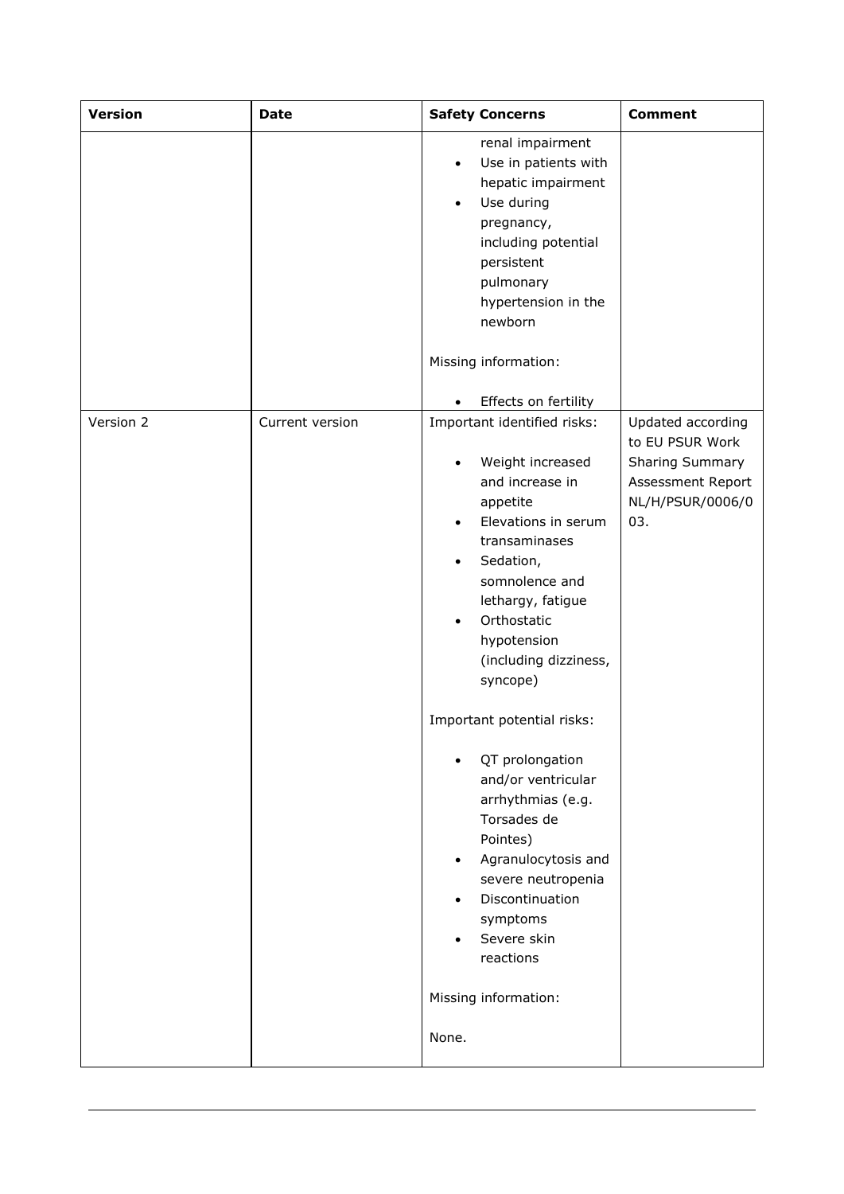| Version | Date | Safety Concerns | Comment |
|---|---|---|---|
| | | renal impairment<br>• Use in patients with hepatic impairment<br>• Use during pregnancy, including potential persistent pulmonary hypertension in the newborn<br><br>Missing information:<br><br>• Effects on fertility | |
| Version 2 | Current version | Important identified risks:<br><br>• Weight increased and increase in appetite<br>• Elevations in serum transaminases<br>• Sedation, somnolence and lethargy, fatigue<br>• Orthostatic hypotension (including dizziness, syncope)<br><br>Important potential risks:<br><br>• QT prolongation and/or ventricular arrhythmias (e.g. Torsades de Pointes)<br>• Agranulocytosis and severe neutropenia<br>• Discontinuation symptoms<br>• Severe skin reactions<br><br>Missing information:<br><br>None. | Updated according to EU PSUR Work Sharing Summary Assessment Report NL/H/PSUR/0006/003. |